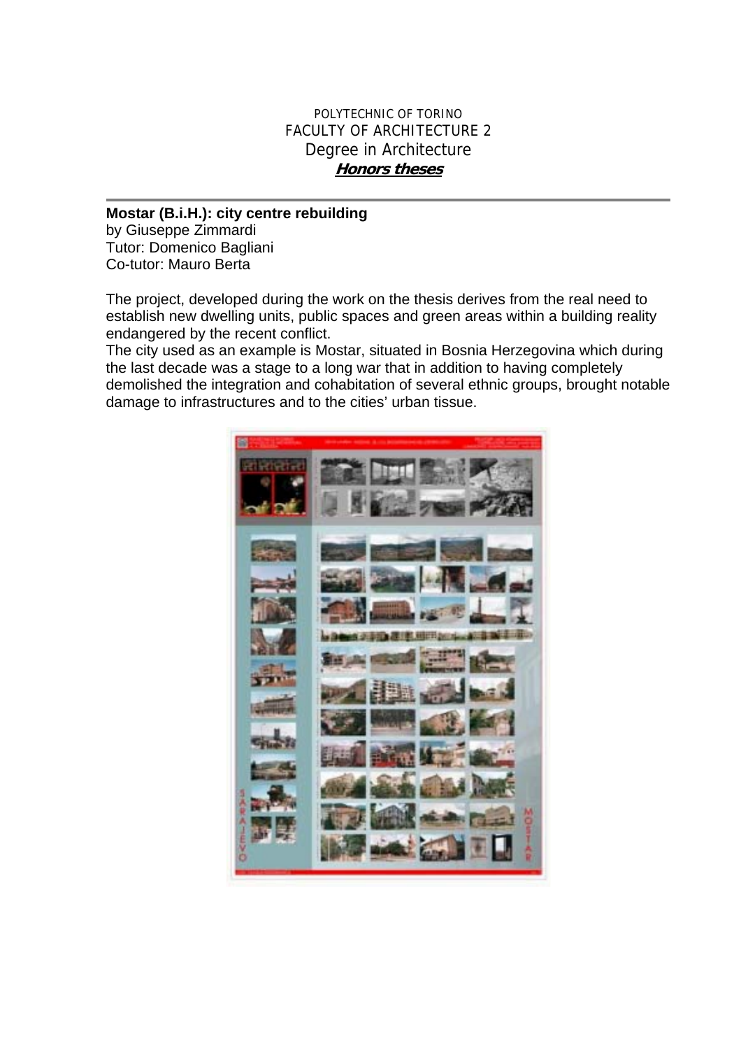POLYTECHNIC OF TORINO
FACULTY OF ARCHITECTURE 2
Degree in Architecture
***Honors theses***

---

**Mostar (B.i.H.): city centre rebuilding**
by Giuseppe Zimmardi
Tutor: Domenico Bagliani
Co-tutor: Mauro Berta

The project, developed during the work on the thesis derives from the real need to establish new dwelling units, public spaces and green areas within a building reality endangered by the recent conflict.
The city used as an example is Mostar, situated in Bosnia Herzegovina which during the last decade was a stage to a long war that in addition to having completely demolished the integration and cohabitation of several ethnic groups, brought notable damage to infrastructures and to the cities' urban tissue.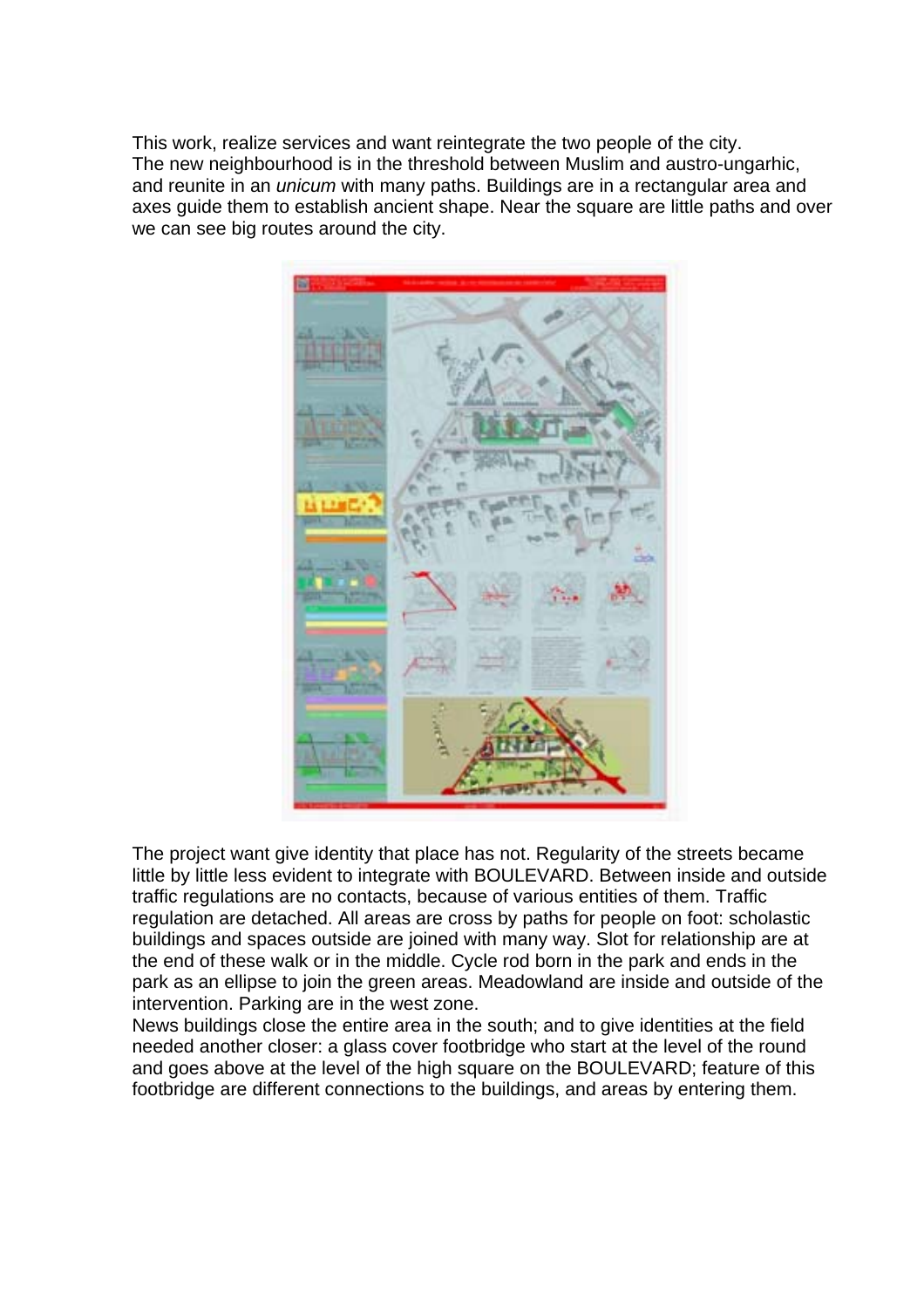This work, realize services and want reintegrate the two people of the city.
The new neighbourhood is in the threshold between Muslim and austro-ungarhic, and reunite in an *unicum* with many paths. Buildings are in a rectangular area and axes guide them to establish ancient shape. Near the square are little paths and over we can see big routes around the city.

The project want give identity that place has not. Regularity of the streets became little by little less evident to integrate with BOULEVARD. Between inside and outside traffic regulations are no contacts, because of various entities of them. Traffic regulation are detached. All areas are cross by paths for people on foot: scholastic buildings and spaces outside are joined with many way. Slot for relationship are at the end of these walk or in the middle. Cycle rod born in the park and ends in the park as an ellipse to join the green areas. Meadowland are inside and outside of the intervention. Parking are in the west zone.
News buildings close the entire area in the south; and to give identities at the field needed another closer: a glass cover footbridge who start at the level of the round and goes above at the level of the high square on the BOULEVARD; feature of this footbridge are different connections to the buildings, and areas by entering them.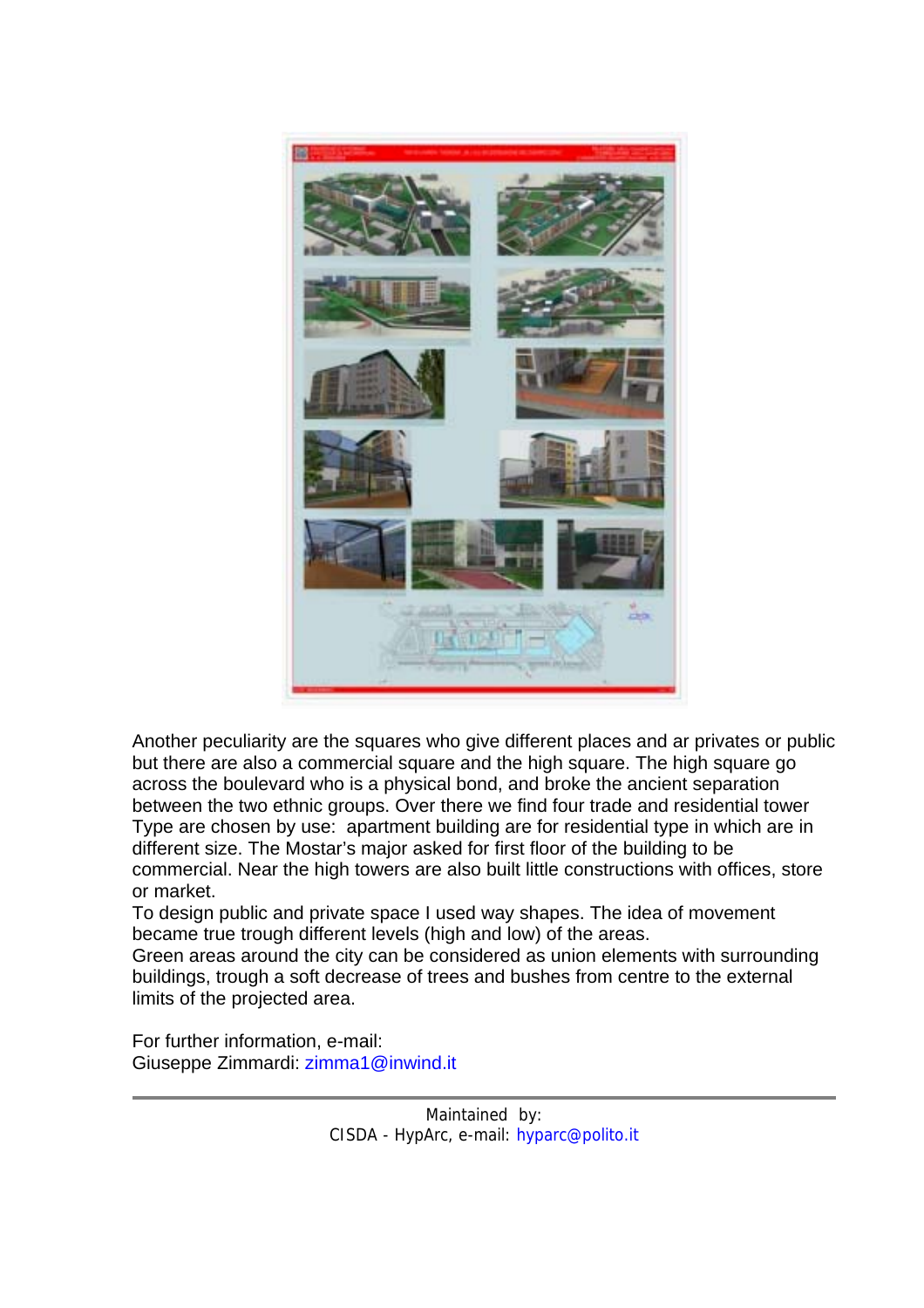Another peculiarity are the squares who give different places and ar privates or public but there are also a commercial square and the high square. The high square go across the boulevard who is a physical bond, and broke the ancient separation between the two ethnic groups. Over there we find four trade and residential tower Type are chosen by use: apartment building are for residential type in which are in different size. The Mostar's major asked for first floor of the building to be commercial. Near the high towers are also built little constructions with offices, store or market.

To design public and private space I used way shapes. The idea of movement became true trough different levels (high and low) of the areas.

Green areas around the city can be considered as union elements with surrounding buildings, trough a soft decrease of trees and bushes from centre to the external limits of the projected area.

For further information, e-mail:
Giuseppe Zimmardi: zimma1@inwind.it

---

Maintained by:
CISDA - HypArc, e-mail: hyparc@polito.it